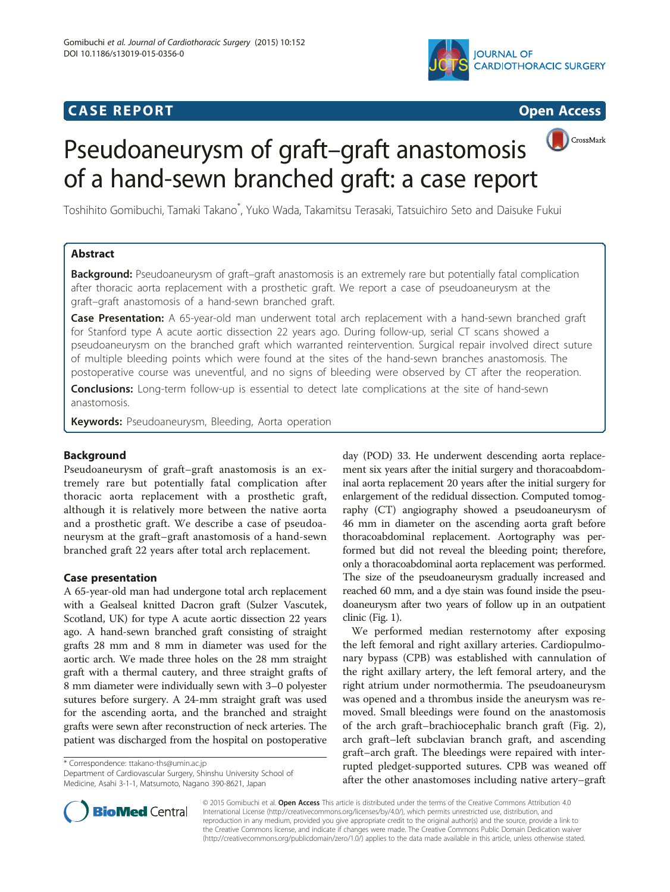# Pseudoaneurysm of graft–graft anastomosis of a hand-sewn branched graft: a case report

Toshihito Gomibuchi, Tamaki Takano*, Yuko Wada, Takamitsu Terasaki, Tatsuichiro Seto and Daisuke Fukui

## Abstract

**Background:** Pseudoaneurysm of graft–graft anastomosis is an extremely rare but potentially fatal complication after thoracic aorta replacement with a prosthetic graft. We report a case of pseudoaneurysm at the graft–graft anastomosis of a hand-sewn branched graft.

**Case Presentation:** A 65-year-old man underwent total arch replacement with a hand-sewn branched graft for Stanford type A acute aortic dissection 22 years ago. During follow-up, serial CT scans showed a pseudoaneurysm on the branched graft which warranted reintervention. Surgical repair involved direct suture of multiple bleeding points which were found at the sites of the hand-sewn branches anastomosis. The postoperative course was uneventful, and no signs of bleeding were observed by CT after the reoperation.

**Conclusions:** Long-term follow-up is essential to detect late complications at the site of hand-sewn anastomosis.

**Keywords:** Pseudoaneurysm, Bleeding, Aorta operation

## Background

Pseudoaneurysm of graft–graft anastomosis is an extremely rare but potentially fatal complication after thoracic aorta replacement with a prosthetic graft, although it is relatively more between the native aorta and a prosthetic graft. We describe a case of pseudoaneurysm at the graft–graft anastomosis of a hand-sewn branched graft 22 years after total arch replacement.

## Case presentation

A 65-year-old man had undergone total arch replacement with a Gealseal knitted Dacron graft (Sulzer Vascutek, Scotland, UK) for type A acute aortic dissection 22 years ago. A hand-sewn branched graft consisting of straight grafts 28 mm and 8 mm in diameter was used for the aortic arch. We made three holes on the 28 mm straight graft with a thermal cautery, and three straight grafts of 8 mm diameter were individually sewn with 3–0 polyester sutures before surgery. A 24-mm straight graft was used for the ascending aorta, and the branched and straight grafts were sewn after reconstruction of neck arteries. The patient was discharged from the hospital on postoperative day (POD) 33. He underwent descending aorta replacement six years after the initial surgery and thoracoabdominal aorta replacement 20 years after the initial surgery for enlargement of the redidual dissection. Computed tomography (CT) angiography showed a pseudoaneurysm of 46 mm in diameter on the ascending aorta graft before thoracoabdominal replacement. Aortography was performed but did not reveal the bleeding point; therefore, only a thoracoabdominal aorta replacement was performed. The size of the pseudoaneurysm gradually increased and reached 60 mm, and a dye stain was found inside the pseudoaneurysm after two years of follow up in an outpatient clinic (Fig. 1).

We performed median resternotomy after exposing the left femoral and right axillary arteries. Cardiopulmonary bypass (CPB) was established with cannulation of the right axillary artery, the left femoral artery, and the right atrium under normothermia. The pseudoaneurysm was opened and a thrombus inside the aneurysm was removed. Small bleedings were found on the anastomosis of the arch graft–brachiocephalic branch graft (Fig. 2), arch graft–left subclavian branch graft, and ascending graft–arch graft. The bleedings were repaired with interrupted pledget-supported sutures. CPB was weaned off after the other anastomoses including native artery–graft

\* Correspondence: ttakano-ths@umin.ac.jp
Department of Cardiovascular Surgery, Shinshu University School of Medicine, Asahi 3-1-1, Matsumoto, Nagano 390-8621, Japan

© 2015 Gomibuchi et al. **Open Access** This article is distributed under the terms of the Creative Commons Attribution 4.0 International License (http://creativecommons.org/licenses/by/4.0/), which permits unrestricted use, distribution, and reproduction in any medium, provided you give appropriate credit to the original author(s) and the source, provide a link to the Creative Commons license, and indicate if changes were made. The Creative Commons Public Domain Dedication waiver (http://creativecommons.org/publicdomain/zero/1.0/) applies to the data made available in this article, unless otherwise stated.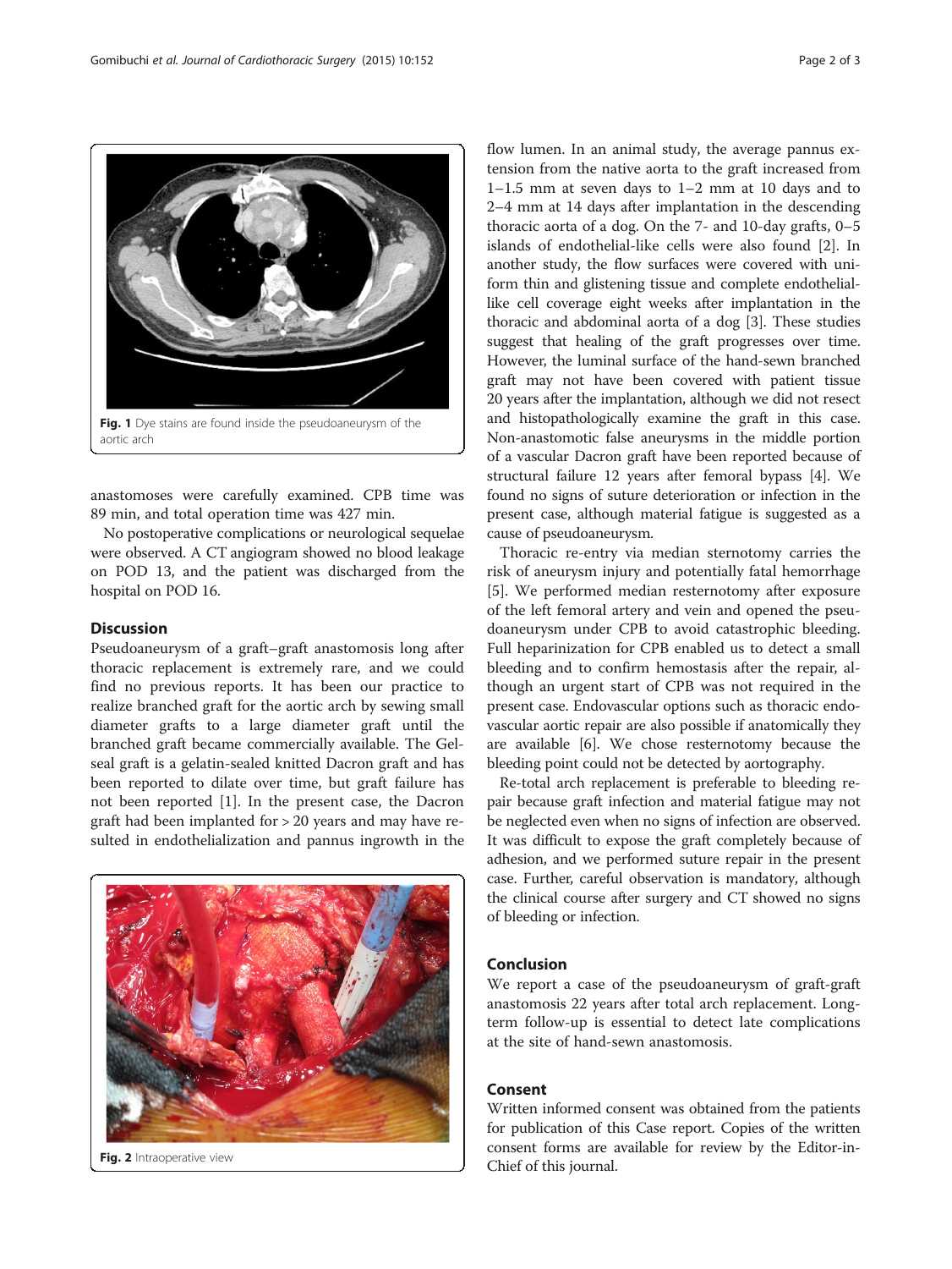Fig. 1 Dye stains are found inside the pseudoaneurysm of the aortic arch

anastomoses were carefully examined. CPB time was 89 min, and total operation time was 427 min.

No postoperative complications or neurological sequelae were observed. A CT angiogram showed no blood leakage on POD 13, and the patient was discharged from the hospital on POD 16.

## Discussion

Pseudoaneurysm of a graft–graft anastomosis long after thoracic replacement is extremely rare, and we could find no previous reports. It has been our practice to realize branched graft for the aortic arch by sewing small diameter grafts to a large diameter graft until the branched graft became commercially available. The Gelseal graft is a gelatin-sealed knitted Dacron graft and has been reported to dilate over time, but graft failure has not been reported [1]. In the present case, the Dacron graft had been implanted for > 20 years and may have resulted in endothelialization and pannus ingrowth in the flow lumen. In an animal study, the average pannus extension from the native aorta to the graft increased from 1–1.5 mm at seven days to 1–2 mm at 10 days and to 2–4 mm at 14 days after implantation in the descending thoracic aorta of a dog. On the 7- and 10-day grafts, 0–5 islands of endothelial-like cells were also found [2]. In another study, the flow surfaces were covered with uniform thin and glistening tissue and complete endothelial-like cell coverage eight weeks after implantation in the thoracic and abdominal aorta of a dog [3]. These studies suggest that healing of the graft progresses over time. However, the luminal surface of the hand-sewn branched graft may not have been covered with patient tissue 20 years after the implantation, although we did not resect and histopathologically examine the graft in this case. Non-anastomotic false aneurysms in the middle portion of a vascular Dacron graft have been reported because of structural failure 12 years after femoral bypass [4]. We found no signs of suture deterioration or infection in the present case, although material fatigue is suggested as a cause of pseudoaneurysm.

Thoracic re-entry via median sternotomy carries the risk of aneurysm injury and potentially fatal hemorrhage [5]. We performed median resternotomy after exposure of the left femoral artery and vein and opened the pseudoaneurysm under CPB to avoid catastrophic bleeding. Full heparinization for CPB enabled us to detect a small bleeding and to confirm hemostasis after the repair, although an urgent start of CPB was not required in the present case. Endovascular options such as thoracic endovascular aortic repair are also possible if anatomically they are available [6]. We chose resternotomy because the bleeding point could not be detected by aortography.

Re-total arch replacement is preferable to bleeding repair because graft infection and material fatigue may not be neglected even when no signs of infection are observed. It was difficult to expose the graft completely because of adhesion, and we performed suture repair in the present case. Further, careful observation is mandatory, although the clinical course after surgery and CT showed no signs of bleeding or infection.

Fig. 2 Intraoperative view

## Conclusion

We report a case of the pseudoaneurysm of graft-graft anastomosis 22 years after total arch replacement. Long-term follow-up is essential to detect late complications at the site of hand-sewn anastomosis.

## Consent

Written informed consent was obtained from the patients for publication of this Case report. Copies of the written consent forms are available for review by the Editor-in-Chief of this journal.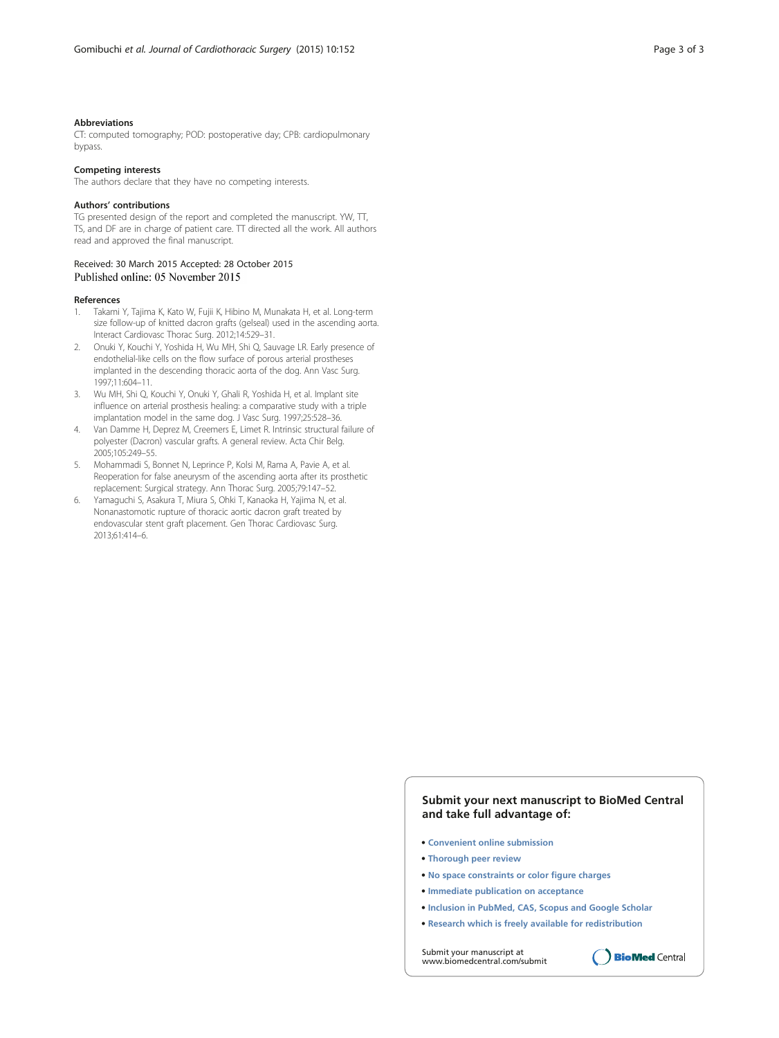#### Abbreviations

CT: computed tomography; POD: postoperative day; CPB: cardiopulmonary bypass.

#### Competing interests

The authors declare that they have no competing interests.

#### Authors' contributions

TG presented design of the report and completed the manuscript. YW, TT, TS, and DF are in charge of patient care. TT directed all the work. All authors read and approved the final manuscript.

Received: 30 March 2015 Accepted: 28 October 2015
Published online: 05 November 2015

#### References

1. Takami Y, Tajima K, Kato W, Fujii K, Hibino M, Munakata H, et al. Long-term size follow-up of knitted dacron grafts (gelseal) used in the ascending aorta. Interact Cardiovasc Thorac Surg. 2012;14:529–31.
2. Onuki Y, Kouchi Y, Yoshida H, Wu MH, Shi Q, Sauvage LR. Early presence of endothelial-like cells on the flow surface of porous arterial prostheses implanted in the descending thoracic aorta of the dog. Ann Vasc Surg. 1997;11:604–11.
3. Wu MH, Shi Q, Kouchi Y, Onuki Y, Ghali R, Yoshida H, et al. Implant site influence on arterial prosthesis healing: a comparative study with a triple implantation model in the same dog. J Vasc Surg. 1997;25:528–36.
4. Van Damme H, Deprez M, Creemers E, Limet R. Intrinsic structural failure of polyester (Dacron) vascular grafts. A general review. Acta Chir Belg. 2005;105:249–55.
5. Mohammadi S, Bonnet N, Leprince P, Kolsi M, Rama A, Pavie A, et al. Reoperation for false aneurysm of the ascending aorta after its prosthetic replacement: Surgical strategy. Ann Thorac Surg. 2005;79:147–52.
6. Yamaguchi S, Asakura T, Miura S, Ohki T, Kanaoka H, Yajima N, et al. Nonanastomotic rupture of thoracic aortic dacron graft treated by endovascular stent graft placement. Gen Thorac Cardiovasc Surg. 2013;61:414–6.

**Submit your next manuscript to BioMed Central and take full advantage of:**

- Convenient online submission
- Thorough peer review
- No space constraints or color figure charges
- Immediate publication on acceptance
- Inclusion in PubMed, CAS, Scopus and Google Scholar
- Research which is freely available for redistribution

Submit your manuscript at
www.biomedcentral.com/submit

BioMed Central